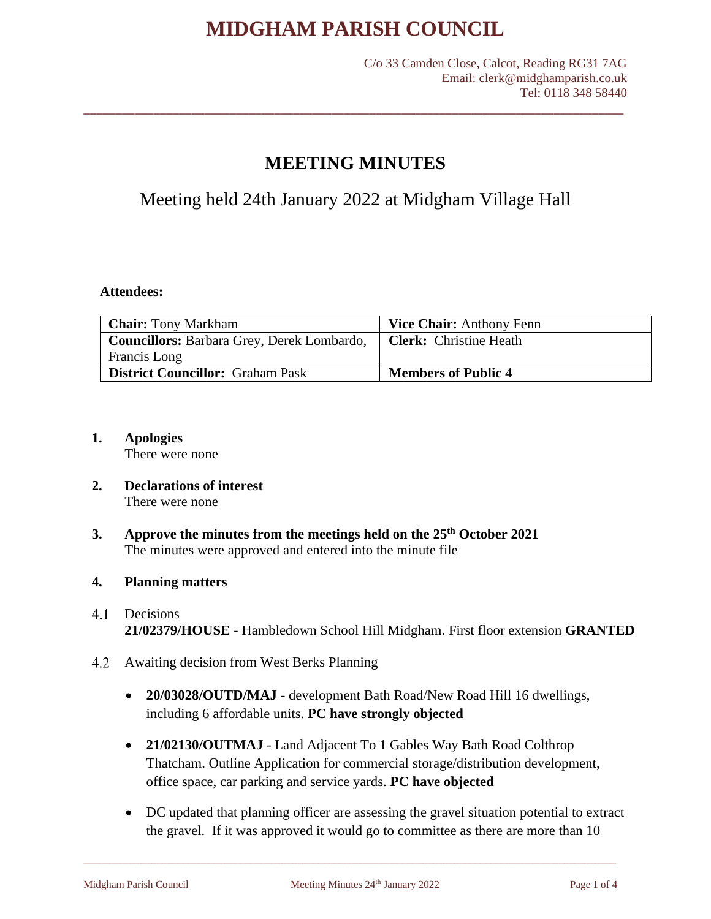# MIDGHAM PARISH COUNCIL

C/o 33 Camden Close, Calcot, Reading RG31 7AG
Email: clerk@midghamparish.co.uk
Tel: 0118 348 58440

---

## MEETING MINUTES

Meeting held 24th January 2022 at Midgham Village Hall

**Attendees:**

| **Chair:** Tony Markham | **Vice Chair:** Anthony Fenn |
|---|---|
| **Councillors:** Barbara Grey, Derek Lombardo, Francis Long | **Clerk:** Christine Heath |
| **District Councillor:** Graham Pask | **Members of Public** 4 |

1. **Apologies**
   There were none

2. **Declarations of interest**
   There were none

3. **Approve the minutes from the meetings held on the 25th October 2021**
   The minutes were approved and entered into the minute file

4. **Planning matters**

4.1 Decisions
**21/02379/HOUSE** - Hambledown School Hill Midgham. First floor extension **GRANTED**

4.2 Awaiting decision from West Berks Planning

- **20/03028/OUTD/MAJ** - development Bath Road/New Road Hill 16 dwellings, including 6 affordable units. **PC have strongly objected**
- **21/02130/OUTMAJ** - Land Adjacent To 1 Gables Way Bath Road Colthrop Thatcham. Outline Application for commercial storage/distribution development, office space, car parking and service yards. **PC have objected**
- DC updated that planning officer are assessing the gravel situation potential to extract the gravel. If it was approved it would go to committee as there are more than 10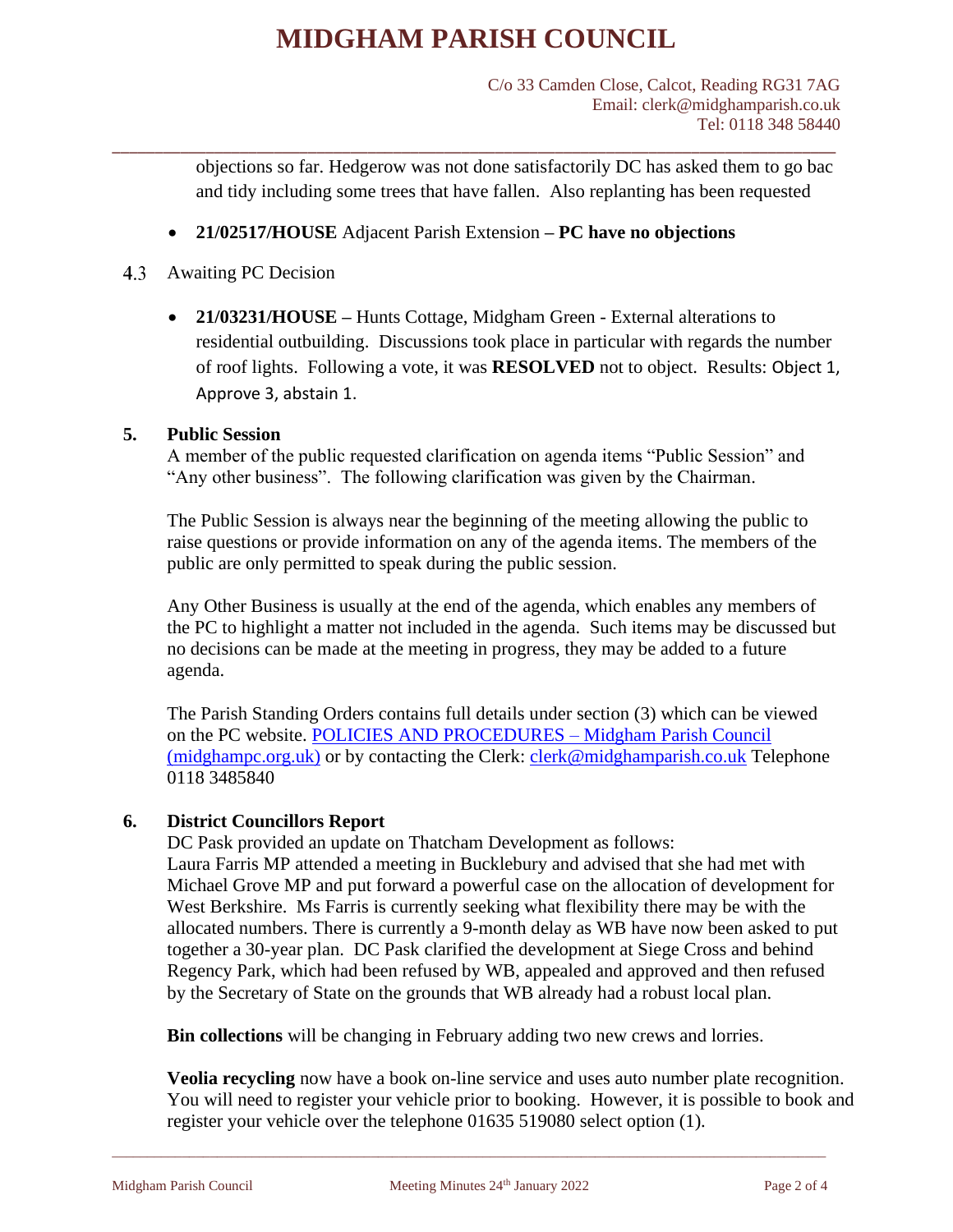objections so far. Hedgerow was not done satisfactorily DC has asked them to go bac and tidy including some trees that have fallen. Also replanting has been requested

- **21/02517/HOUSE** Adjacent Parish Extension – **PC have no objections**

4.3 Awaiting PC Decision

- **21/03231/HOUSE –** Hunts Cottage, Midgham Green - External alterations to residential outbuilding. Discussions took place in particular with regards the number of roof lights. Following a vote, it was **RESOLVED** not to object. Results: Object 1, Approve 3, abstain 1.

## 5. Public Session

A member of the public requested clarification on agenda items "Public Session" and "Any other business". The following clarification was given by the Chairman.

The Public Session is always near the beginning of the meeting allowing the public to raise questions or provide information on any of the agenda items. The members of the public are only permitted to speak during the public session.

Any Other Business is usually at the end of the agenda, which enables any members of the PC to highlight a matter not included in the agenda. Such items may be discussed but no decisions can be made at the meeting in progress, they may be added to a future agenda.

The Parish Standing Orders contains full details under section (3) which can be viewed on the PC website. POLICIES AND PROCEDURES – Midgham Parish Council (midghampc.org.uk) or by contacting the Clerk: clerk@midghamparish.co.uk Telephone 0118 3485840

## 6. District Councillors Report

DC Pask provided an update on Thatcham Development as follows:
Laura Farris MP attended a meeting in Bucklebury and advised that she had met with Michael Grove MP and put forward a powerful case on the allocation of development for West Berkshire. Ms Farris is currently seeking what flexibility there may be with the allocated numbers. There is currently a 9-month delay as WB have now been asked to put together a 30-year plan. DC Pask clarified the development at Siege Cross and behind Regency Park, which had been refused by WB, appealed and approved and then refused by the Secretary of State on the grounds that WB already had a robust local plan.

**Bin collections** will be changing in February adding two new crews and lorries.

**Veolia recycling** now have a book on-line service and uses auto number plate recognition. You will need to register your vehicle prior to booking. However, it is possible to book and register your vehicle over the telephone 01635 519080 select option (1).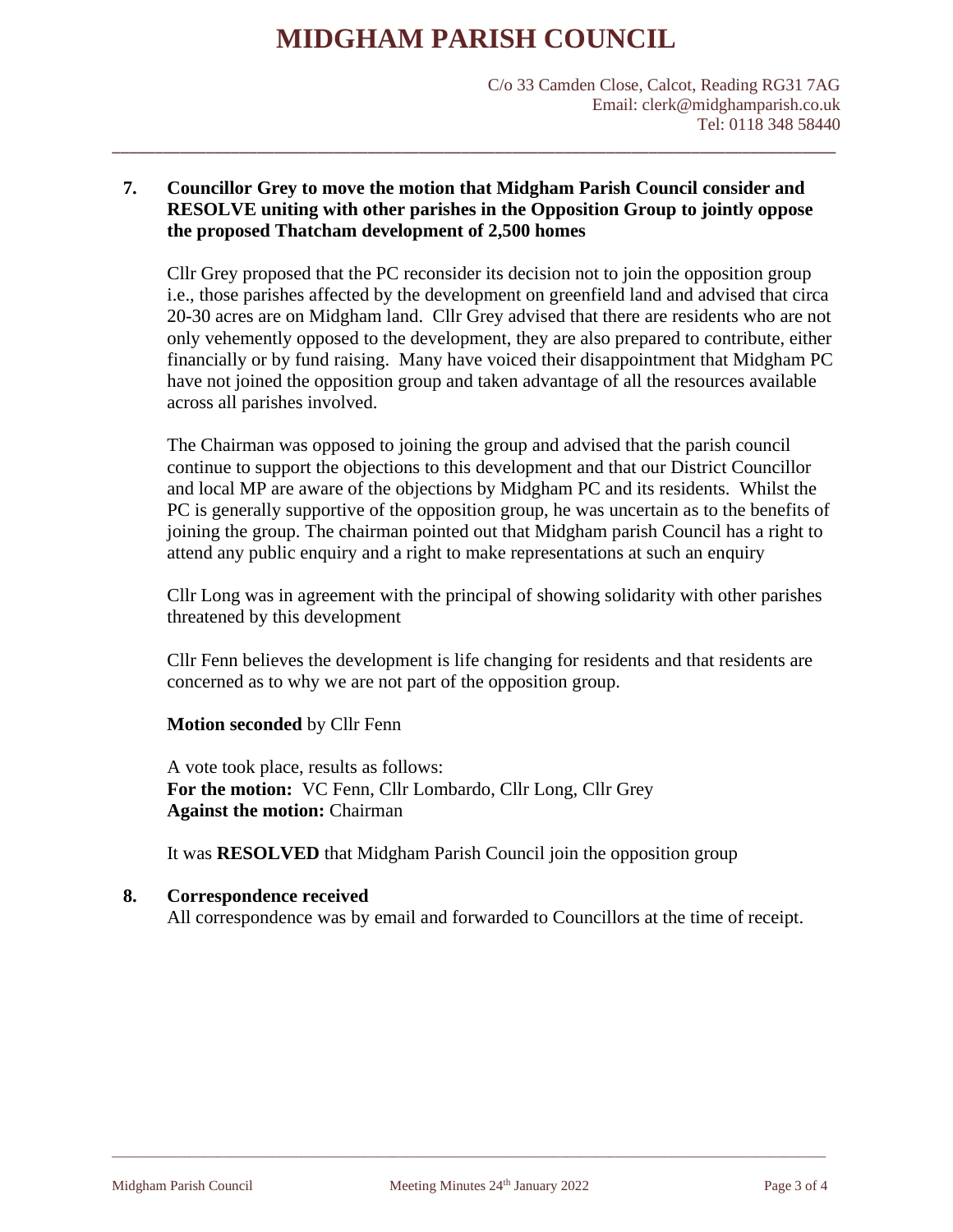# MIDGHAM PARISH COUNCIL

C/o 33 Camden Close, Calcot, Reading RG31 7AG
Email: clerk@midghamparish.co.uk
Tel: 0118 348 58440

**7. Councillor Grey to move the motion that Midgham Parish Council consider and RESOLVE uniting with other parishes in the Opposition Group to jointly oppose the proposed Thatcham development of 2,500 homes**

Cllr Grey proposed that the PC reconsider its decision not to join the opposition group i.e., those parishes affected by the development on greenfield land and advised that circa 20-30 acres are on Midgham land. Cllr Grey advised that there are residents who are not only vehemently opposed to the development, they are also prepared to contribute, either financially or by fund raising. Many have voiced their disappointment that Midgham PC have not joined the opposition group and taken advantage of all the resources available across all parishes involved.

The Chairman was opposed to joining the group and advised that the parish council continue to support the objections to this development and that our District Councillor and local MP are aware of the objections by Midgham PC and its residents. Whilst the PC is generally supportive of the opposition group, he was uncertain as to the benefits of joining the group. The chairman pointed out that Midgham parish Council has a right to attend any public enquiry and a right to make representations at such an enquiry

Cllr Long was in agreement with the principal of showing solidarity with other parishes threatened by this development

Cllr Fenn believes the development is life changing for residents and that residents are concerned as to why we are not part of the opposition group.

**Motion seconded** by Cllr Fenn

A vote took place, results as follows:
**For the motion:** VC Fenn, Cllr Lombardo, Cllr Long, Cllr Grey
**Against the motion:** Chairman

It was **RESOLVED** that Midgham Parish Council join the opposition group

**8. Correspondence received**

All correspondence was by email and forwarded to Councillors at the time of receipt.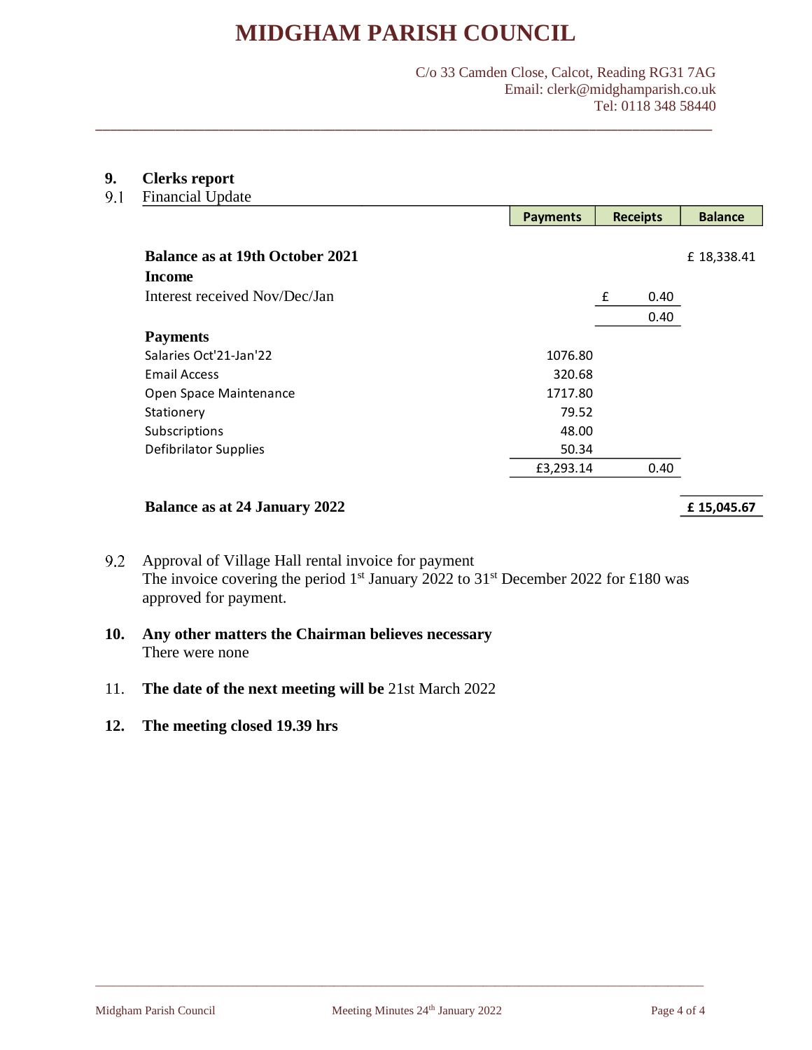# MIDGHAM PARISH COUNCIL

C/o 33 Camden Close, Calcot, Reading RG31 7AG
Email: clerk@midghamparish.co.uk
Tel: 0118 348 58440

**9. Clerks report**

9.1 Financial Update

| | Payments | Receipts | Balance |
|---|---|---|---|
| **Balance as at 19th October 2021** | | | £ 18,338.41 |
| **Income** | | | |
| Interest received Nov/Dec/Jan | | £ 0.40 | |
| | | 0.40 | |
| **Payments** | | | |
| Salaries Oct'21-Jan'22 | 1076.80 | | |
| Email Access | 320.68 | | |
| Open Space Maintenance | 1717.80 | | |
| Stationery | 79.52 | | |
| Subscriptions | 48.00 | | |
| Defibrilator Supplies | 50.34 | | |
| | £3,293.14 | 0.40 | |
| **Balance as at 24 January 2022** | | | **£ 15,045.67** |

9.2 Approval of Village Hall rental invoice for payment
The invoice covering the period 1st January 2022 to 31st December 2022 for £180 was approved for payment.

**10. Any other matters the Chairman believes necessary**
There were none

11. **The date of the next meeting will be** 21st March 2022

**12. The meeting closed 19.39 hrs**